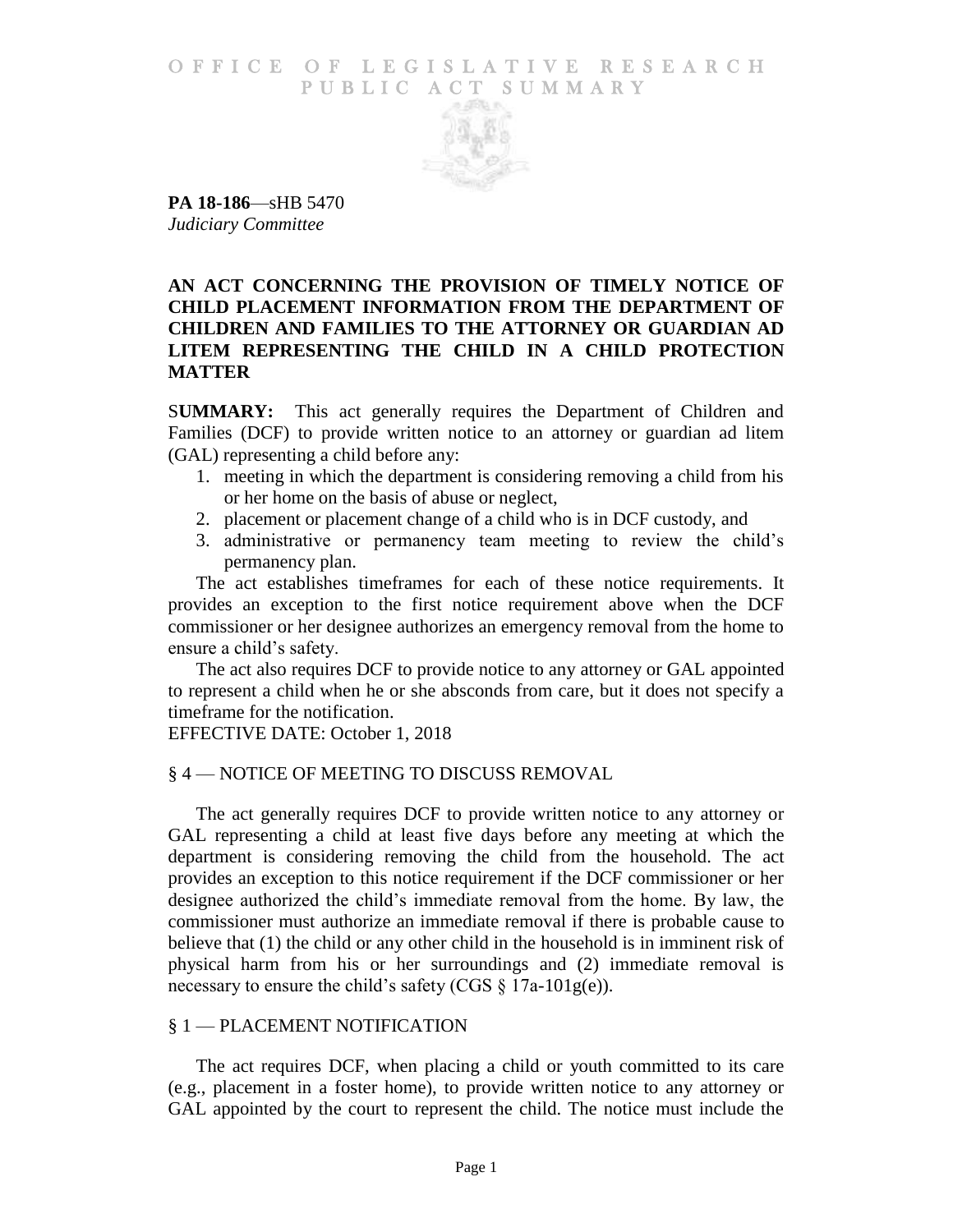OFFICE OF LEGISLATIVE RESEARCH
PUBLIC ACT SUMMARY

**PA 18-186**—sHB 5470
*Judiciary Committee*

## AN ACT CONCERNING THE PROVISION OF TIMELY NOTICE OF CHILD PLACEMENT INFORMATION FROM THE DEPARTMENT OF CHILDREN AND FAMILIES TO THE ATTORNEY OR GUARDIAN AD LITEM REPRESENTING THE CHILD IN A CHILD PROTECTION MATTER

**SUMMARY:** This act generally requires the Department of Children and Families (DCF) to provide written notice to an attorney or guardian ad litem (GAL) representing a child before any:

1. meeting in which the department is considering removing a child from his or her home on the basis of abuse or neglect,
2. placement or placement change of a child who is in DCF custody, and
3. administrative or permanency team meeting to review the child's permanency plan.

The act establishes timeframes for each of these notice requirements. It provides an exception to the first notice requirement above when the DCF commissioner or her designee authorizes an emergency removal from the home to ensure a child's safety.

The act also requires DCF to provide notice to any attorney or GAL appointed to represent a child when he or she absconds from care, but it does not specify a timeframe for the notification.

EFFECTIVE DATE: October 1, 2018

### § 4 — NOTICE OF MEETING TO DISCUSS REMOVAL

The act generally requires DCF to provide written notice to any attorney or GAL representing a child at least five days before any meeting at which the department is considering removing the child from the household. The act provides an exception to this notice requirement if the DCF commissioner or her designee authorized the child's immediate removal from the home. By law, the commissioner must authorize an immediate removal if there is probable cause to believe that (1) the child or any other child in the household is in imminent risk of physical harm from his or her surroundings and (2) immediate removal is necessary to ensure the child's safety (CGS § 17a-101g(e)).

### § 1 — PLACEMENT NOTIFICATION

The act requires DCF, when placing a child or youth committed to its care (e.g., placement in a foster home), to provide written notice to any attorney or GAL appointed by the court to represent the child. The notice must include the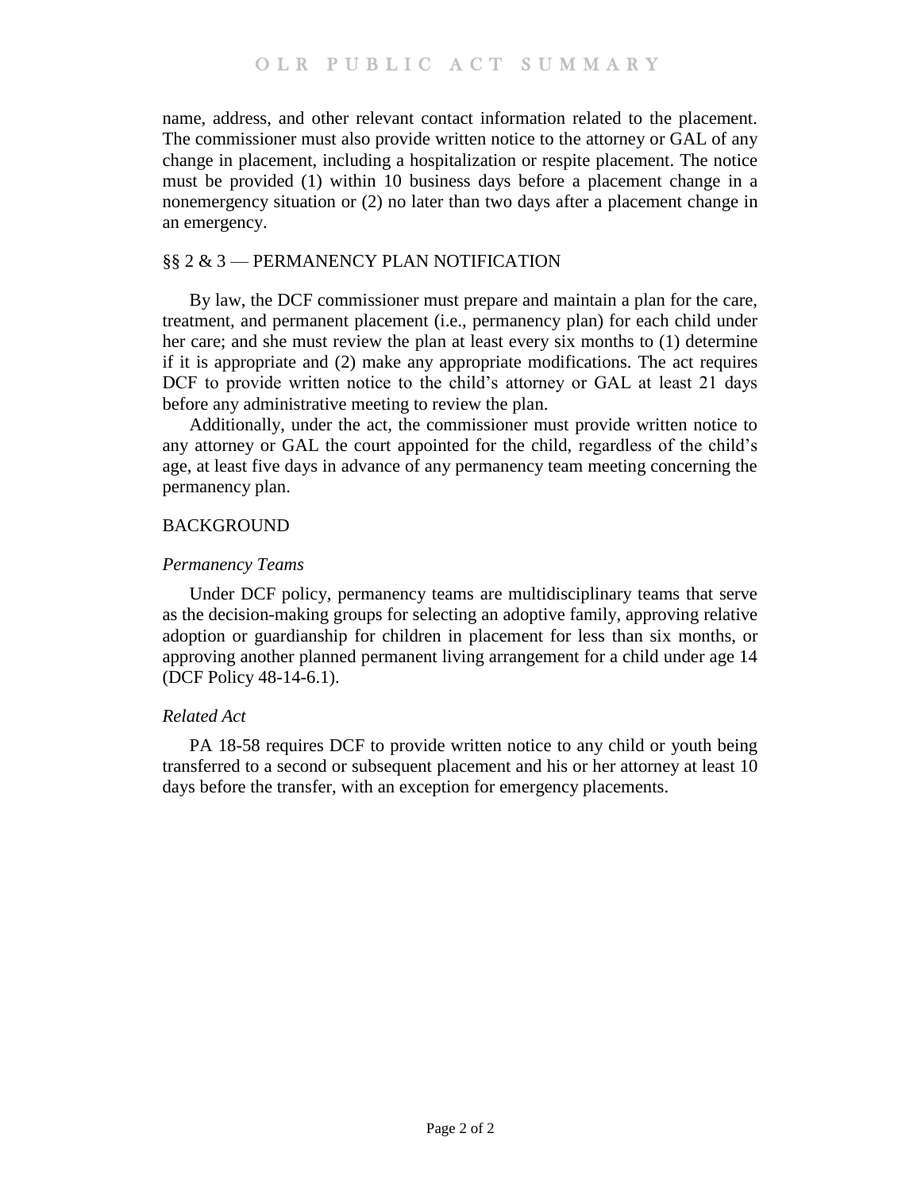name, address, and other relevant contact information related to the placement. The commissioner must also provide written notice to the attorney or GAL of any change in placement, including a hospitalization or respite placement. The notice must be provided (1) within 10 business days before a placement change in a nonemergency situation or (2) no later than two days after a placement change in an emergency.

## §§ 2 & 3 — PERMANENCY PLAN NOTIFICATION

By law, the DCF commissioner must prepare and maintain a plan for the care, treatment, and permanent placement (i.e., permanency plan) for each child under her care; and she must review the plan at least every six months to (1) determine if it is appropriate and (2) make any appropriate modifications. The act requires DCF to provide written notice to the child's attorney or GAL at least 21 days before any administrative meeting to review the plan.

Additionally, under the act, the commissioner must provide written notice to any attorney or GAL the court appointed for the child, regardless of the child's age, at least five days in advance of any permanency team meeting concerning the permanency plan.

## BACKGROUND

### *Permanency Teams*

Under DCF policy, permanency teams are multidisciplinary teams that serve as the decision-making groups for selecting an adoptive family, approving relative adoption or guardianship for children in placement for less than six months, or approving another planned permanent living arrangement for a child under age 14 (DCF Policy 48-14-6.1).

### *Related Act*

PA 18-58 requires DCF to provide written notice to any child or youth being transferred to a second or subsequent placement and his or her attorney at least 10 days before the transfer, with an exception for emergency placements.